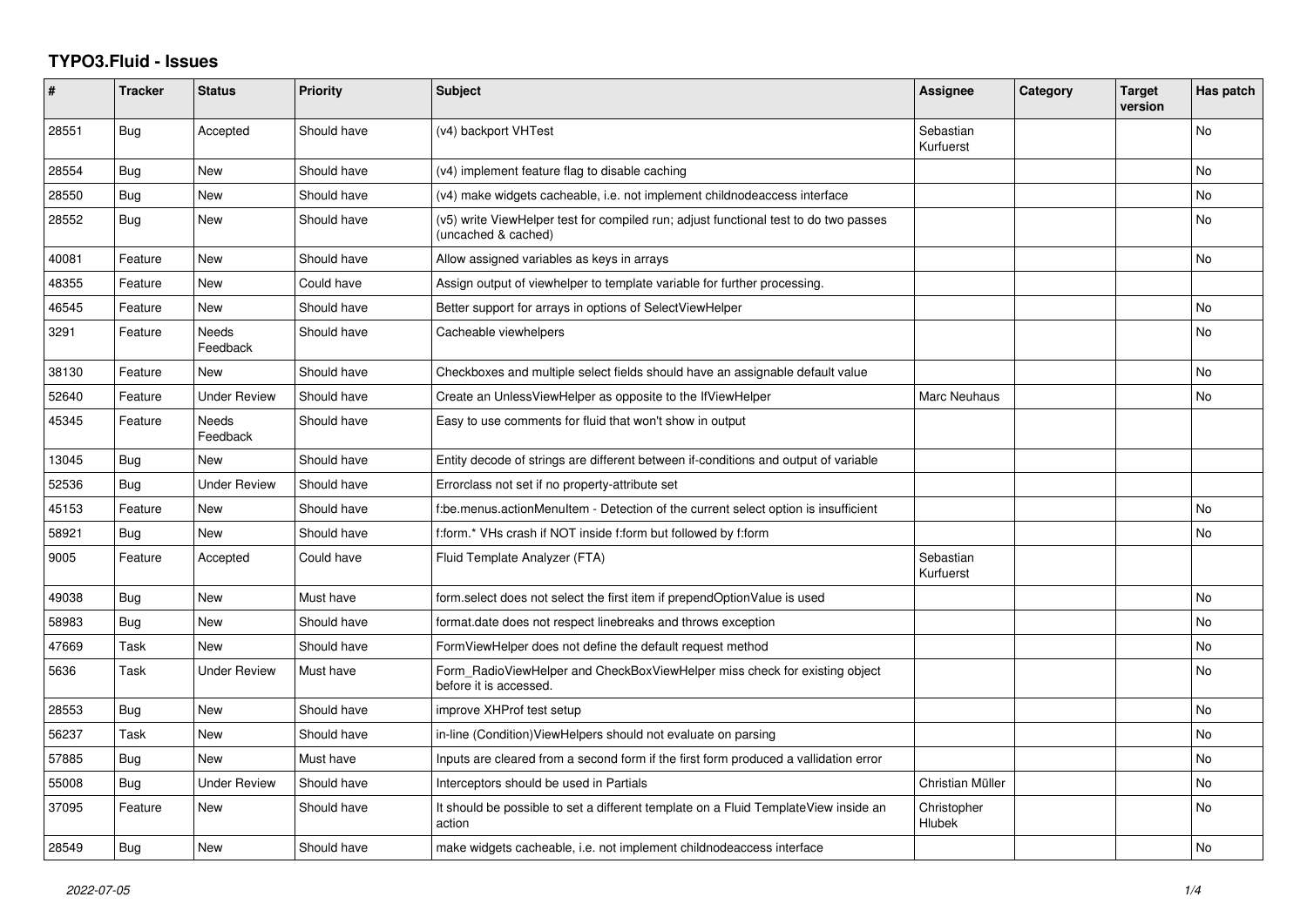# TYPO3.Fluid - Issues

| # | Tracker | Status | Priority | Subject | Assignee | Category | Target version | Has patch |
|---|---|---|---|---|---|---|---|---|
| 28551 | Bug | Accepted | Should have | (v4) backport VHTest | Sebastian Kurfuerst | | | No |
| 28554 | Bug | New | Should have | (v4) implement feature flag to disable caching | | | | No |
| 28550 | Bug | New | Should have | (v4) make widgets cacheable, i.e. not implement childnodeaccess interface | | | | No |
| 28552 | Bug | New | Should have | (v5) write ViewHelper test for compiled run; adjust functional test to do two passes (uncached & cached) | | | | No |
| 40081 | Feature | New | Should have | Allow assigned variables as keys in arrays | | | | No |
| 48355 | Feature | New | Could have | Assign output of viewhelper to template variable for further processing. | | | | |
| 46545 | Feature | New | Should have | Better support for arrays in options of SelectViewHelper | | | | No |
| 3291 | Feature | Needs Feedback | Should have | Cacheable viewhelpers | | | | No |
| 38130 | Feature | New | Should have | Checkboxes and multiple select fields should have an assignable default value | | | | No |
| 52640 | Feature | Under Review | Should have | Create an UnlessViewHelper as opposite to the IfViewHelper | Marc Neuhaus | | | No |
| 45345 | Feature | Needs Feedback | Should have | Easy to use comments for fluid that won't show in output | | | | |
| 13045 | Bug | New | Should have | Entity decode of strings are different between if-conditions and output of variable | | | | |
| 52536 | Bug | Under Review | Should have | Errorclass not set if no property-attribute set | | | | |
| 45153 | Feature | New | Should have | f:be.menus.actionMenuItem - Detection of the current select option is insufficient | | | | No |
| 58921 | Bug | New | Should have | f:form.* VHs crash if NOT inside f:form but followed by f:form | | | | No |
| 9005 | Feature | Accepted | Could have | Fluid Template Analyzer (FTA) | Sebastian Kurfuerst | | | |
| 49038 | Bug | New | Must have | form.select does not select the first item if prependOptionValue is used | | | | No |
| 58983 | Bug | New | Should have | format.date does not respect linebreaks and throws exception | | | | No |
| 47669 | Task | New | Should have | FormViewHelper does not define the default request method | | | | No |
| 5636 | Task | Under Review | Must have | Form_RadioViewHelper and CheckBoxViewHelper miss check for existing object before it is accessed. | | | | No |
| 28553 | Bug | New | Should have | improve XHProf test setup | | | | No |
| 56237 | Task | New | Should have | in-line (Condition)ViewHelpers should not evaluate on parsing | | | | No |
| 57885 | Bug | New | Must have | Inputs are cleared from a second form if the first form produced a vallidation error | | | | No |
| 55008 | Bug | Under Review | Should have | Interceptors should be used in Partials | Christian Müller | | | No |
| 37095 | Feature | New | Should have | It should be possible to set a different template on a Fluid TemplateView inside an action | Christopher Hlubek | | | No |
| 28549 | Bug | New | Should have | make widgets cacheable, i.e. not implement childnodeaccess interface | | | | No |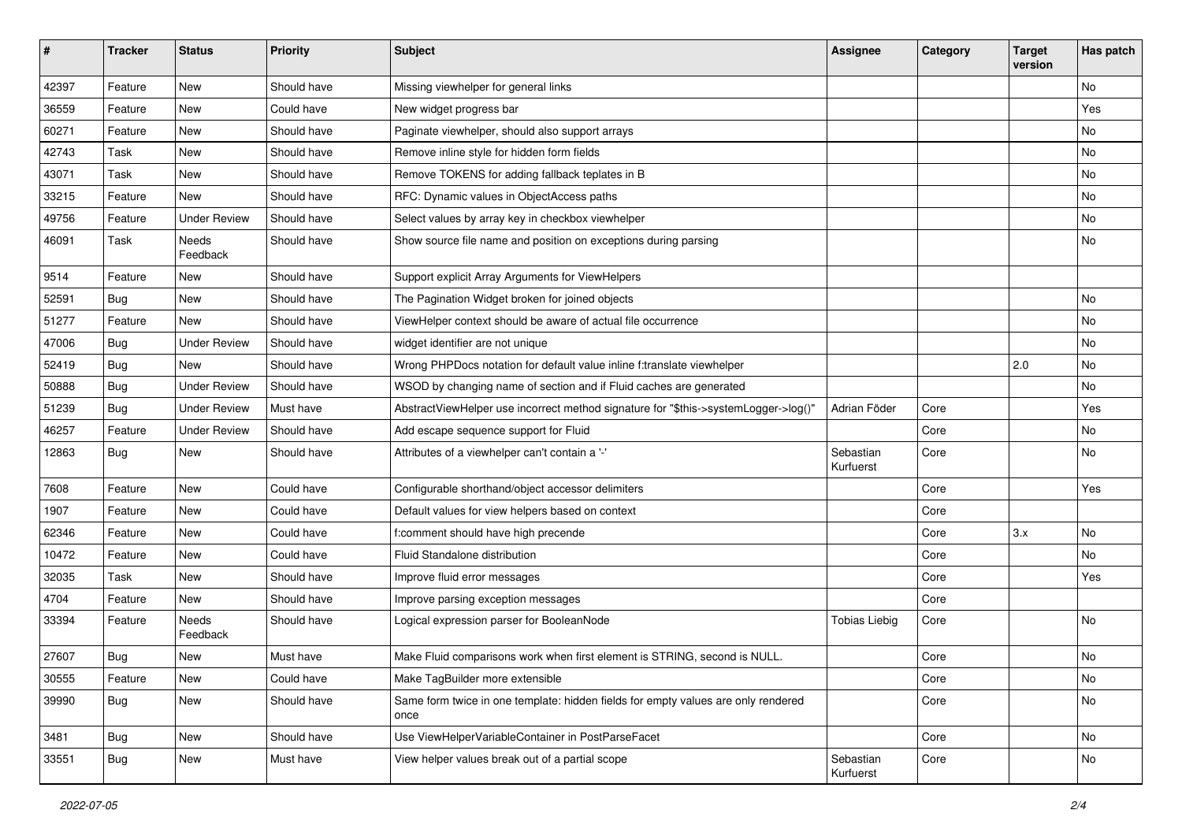| # | Tracker | Status | Priority | Subject | Assignee | Category | Target version | Has patch |
|---|---|---|---|---|---|---|---|---|
| 42397 | Feature | New | Should have | Missing viewhelper for general links | | | | No |
| 36559 | Feature | New | Could have | New widget progress bar | | | | Yes |
| 60271 | Feature | New | Should have | Paginate viewhelper, should also support arrays | | | | No |
| 42743 | Task | New | Should have | Remove inline style for hidden form fields | | | | No |
| 43071 | Task | New | Should have | Remove TOKENS for adding fallback teplates in B | | | | No |
| 33215 | Feature | New | Should have | RFC: Dynamic values in ObjectAccess paths | | | | No |
| 49756 | Feature | Under Review | Should have | Select values by array key in checkbox viewhelper | | | | No |
| 46091 | Task | Needs Feedback | Should have | Show source file name and position on exceptions during parsing | | | | No |
| 9514 | Feature | New | Should have | Support explicit Array Arguments for ViewHelpers | | | | |
| 52591 | Bug | New | Should have | The Pagination Widget broken for joined objects | | | | No |
| 51277 | Feature | New | Should have | ViewHelper context should be aware of actual file occurrence | | | | No |
| 47006 | Bug | Under Review | Should have | widget identifier are not unique | | | | No |
| 52419 | Bug | New | Should have | Wrong PHPDocs notation for default value inline f:translate viewhelper | | | 2.0 | No |
| 50888 | Bug | Under Review | Should have | WSOD by changing name of section and if Fluid caches are generated | | | | No |
| 51239 | Bug | Under Review | Must have | AbstractViewHelper use incorrect method signature for "$this->systemLogger->log()" | Adrian Föder | Core | | Yes |
| 46257 | Feature | Under Review | Should have | Add escape sequence support for Fluid | | Core | | No |
| 12863 | Bug | New | Should have | Attributes of a viewhelper can't contain a '-' | Sebastian Kurfuerst | Core | | No |
| 7608 | Feature | New | Could have | Configurable shorthand/object accessor delimiters | | Core | | Yes |
| 1907 | Feature | New | Could have | Default values for view helpers based on context | | Core | | |
| 62346 | Feature | New | Could have | f:comment should have high precende | | Core | 3.x | No |
| 10472 | Feature | New | Could have | Fluid Standalone distribution | | Core | | No |
| 32035 | Task | New | Should have | Improve fluid error messages | | Core | | Yes |
| 4704 | Feature | New | Should have | Improve parsing exception messages | | Core | | |
| 33394 | Feature | Needs Feedback | Should have | Logical expression parser for BooleanNode | Tobias Liebig | Core | | No |
| 27607 | Bug | New | Must have | Make Fluid comparisons work when first element is STRING, second is NULL. | | Core | | No |
| 30555 | Feature | New | Could have | Make TagBuilder more extensible | | Core | | No |
| 39990 | Bug | New | Should have | Same form twice in one template: hidden fields for empty values are only rendered once | | Core | | No |
| 3481 | Bug | New | Should have | Use ViewHelperVariableContainer in PostParseFacet | | Core | | No |
| 33551 | Bug | New | Must have | View helper values break out of a partial scope | Sebastian Kurfuerst | Core | | No |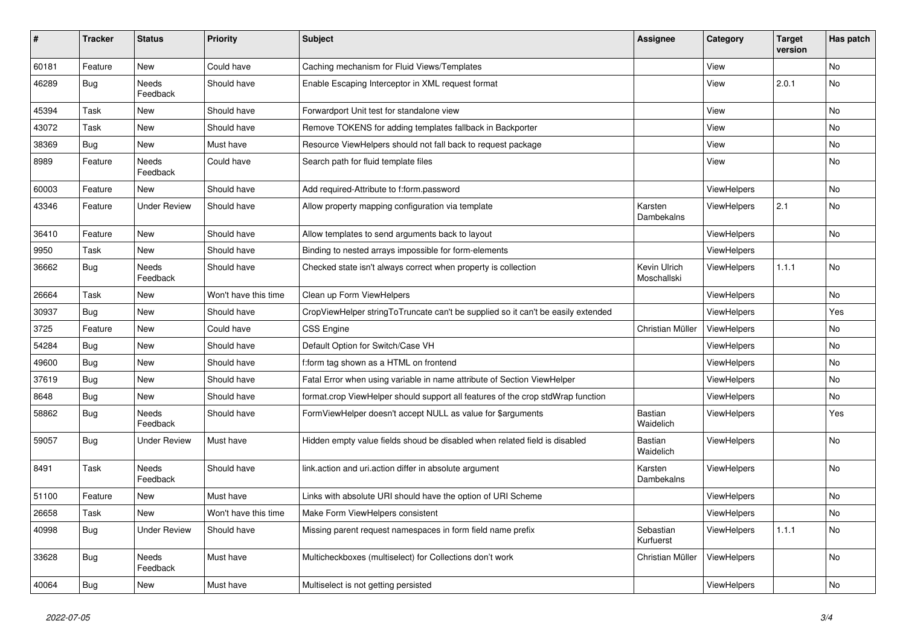| # | Tracker | Status | Priority | Subject | Assignee | Category | Target version | Has patch |
|---|---|---|---|---|---|---|---|---|
| 60181 | Feature | New | Could have | Caching mechanism for Fluid Views/Templates | | View | | No |
| 46289 | Bug | Needs Feedback | Should have | Enable Escaping Interceptor in XML request format | | View | 2.0.1 | No |
| 45394 | Task | New | Should have | Forwardport Unit test for standalone view | | View | | No |
| 43072 | Task | New | Should have | Remove TOKENS for adding templates fallback in Backporter | | View | | No |
| 38369 | Bug | New | Must have | Resource ViewHelpers should not fall back to request package | | View | | No |
| 8989 | Feature | Needs Feedback | Could have | Search path for fluid template files | | View | | No |
| 60003 | Feature | New | Should have | Add required-Attribute to f:form.password | | ViewHelpers | | No |
| 43346 | Feature | Under Review | Should have | Allow property mapping configuration via template | Karsten Dambekalns | ViewHelpers | 2.1 | No |
| 36410 | Feature | New | Should have | Allow templates to send arguments back to layout | | ViewHelpers | | No |
| 9950 | Task | New | Should have | Binding to nested arrays impossible for form-elements | | ViewHelpers | | |
| 36662 | Bug | Needs Feedback | Should have | Checked state isn't always correct when property is collection | Kevin Ulrich Moschallski | ViewHelpers | 1.1.1 | No |
| 26664 | Task | New | Won't have this time | Clean up Form ViewHelpers | | ViewHelpers | | No |
| 30937 | Bug | New | Should have | CropViewHelper stringToTruncate can't be supplied so it can't be easily extended | | ViewHelpers | | Yes |
| 3725 | Feature | New | Could have | CSS Engine | Christian Müller | ViewHelpers | | No |
| 54284 | Bug | New | Should have | Default Option for Switch/Case VH | | ViewHelpers | | No |
| 49600 | Bug | New | Should have | f:form tag shown as a HTML on frontend | | ViewHelpers | | No |
| 37619 | Bug | New | Should have | Fatal Error when using variable in name attribute of Section ViewHelper | | ViewHelpers | | No |
| 8648 | Bug | New | Should have | format.crop ViewHelper should support all features of the crop stdWrap function | | ViewHelpers | | No |
| 58862 | Bug | Needs Feedback | Should have | FormViewHelper doesn't accept NULL as value for $arguments | Bastian Waidelich | ViewHelpers | | Yes |
| 59057 | Bug | Under Review | Must have | Hidden empty value fields shoud be disabled when related field is disabled | Bastian Waidelich | ViewHelpers | | No |
| 8491 | Task | Needs Feedback | Should have | link.action and uri.action differ in absolute argument | Karsten Dambekalns | ViewHelpers | | No |
| 51100 | Feature | New | Must have | Links with absolute URI should have the option of URI Scheme | | ViewHelpers | | No |
| 26658 | Task | New | Won't have this time | Make Form ViewHelpers consistent | | ViewHelpers | | No |
| 40998 | Bug | Under Review | Should have | Missing parent request namespaces in form field name prefix | Sebastian Kurfuerst | ViewHelpers | 1.1.1 | No |
| 33628 | Bug | Needs Feedback | Must have | Multicheckboxes (multiselect) for Collections don't work | Christian Müller | ViewHelpers | | No |
| 40064 | Bug | New | Must have | Multiselect is not getting persisted | | ViewHelpers | | No |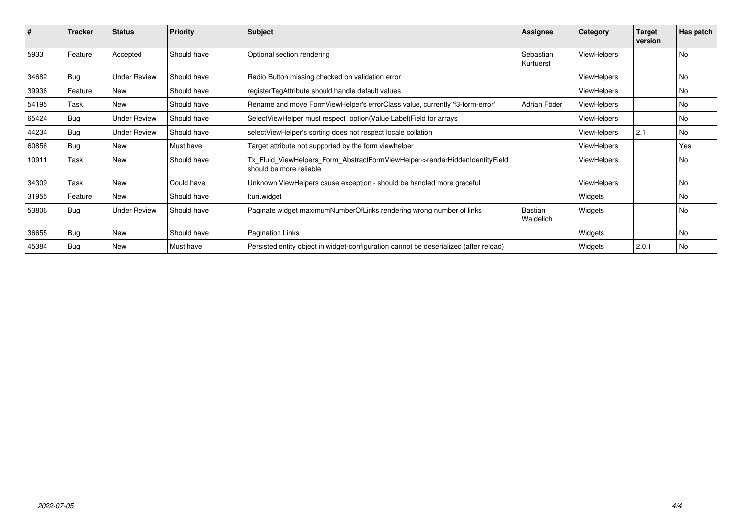| # | Tracker | Status | Priority | Subject | Assignee | Category | Target version | Has patch |
|---|---|---|---|---|---|---|---|---|
| 5933 | Feature | Accepted | Should have | Optional section rendering | Sebastian Kurfuerst | ViewHelpers | | No |
| 34682 | Bug | Under Review | Should have | Radio Button missing checked on validation error | | ViewHelpers | | No |
| 39936 | Feature | New | Should have | registerTagAttribute should handle default values | | ViewHelpers | | No |
| 54195 | Task | New | Should have | Rename and move FormViewHelper's errorClass value, currently 'f3-form-error' | Adrian Föder | ViewHelpers | | No |
| 65424 | Bug | Under Review | Should have | SelectViewHelper must respect option(Value\|Label)Field for arrays | | ViewHelpers | | No |
| 44234 | Bug | Under Review | Should have | selectViewHelper's sorting does not respect locale collation | | ViewHelpers | 2.1 | No |
| 60856 | Bug | New | Must have | Target attribute not supported by the form viewhelper | | ViewHelpers | | Yes |
| 10911 | Task | New | Should have | Tx_Fluid_ViewHelpers_Form_AbstractFormViewHelper->renderHiddenIdentityField should be more reliable | | ViewHelpers | | No |
| 34309 | Task | New | Could have | Unknown ViewHelpers cause exception - should be handled more graceful | | ViewHelpers | | No |
| 31955 | Feature | New | Should have | f:uri.widget | | Widgets | | No |
| 53806 | Bug | Under Review | Should have | Paginate widget maximumNumberOfLinks rendering wrong number of links | Bastian Waidelich | Widgets | | No |
| 36655 | Bug | New | Should have | Pagination Links | | Widgets | | No |
| 45384 | Bug | New | Must have | Persisted entity object in widget-configuration cannot be deserialized (after reload) | | Widgets | 2.0.1 | No |

*2022-07-05*